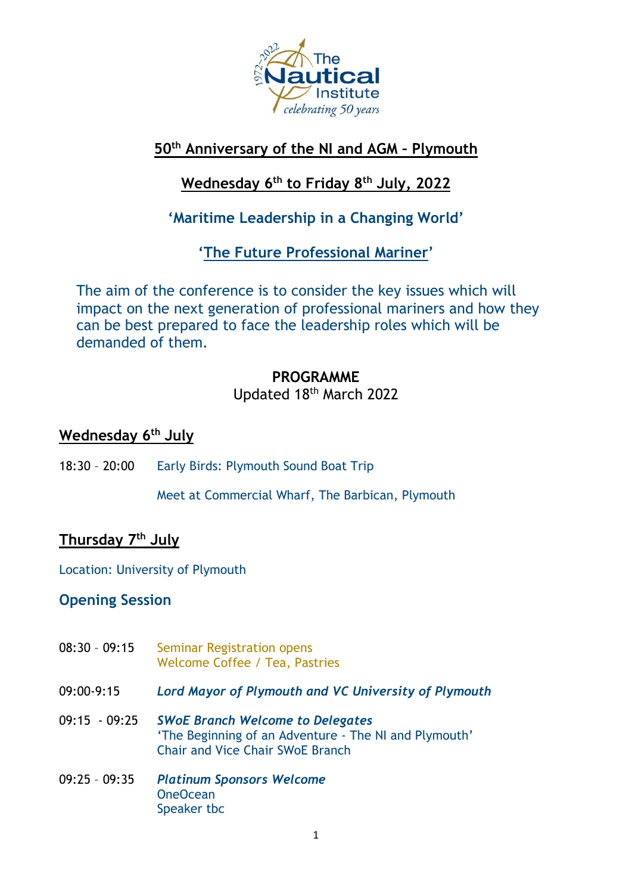The Nautical Institute
1972-2022
celebrating 50 years

# 50th Anniversary of the NI and AGM – Plymouth

## Wednesday 6th to Friday 8th July, 2022

## 'Maritime Leadership in a Changing World'

## 'The Future Professional Mariner'

The aim of the conference is to consider the key issues which will impact on the next generation of professional mariners and how they can be best prepared to face the leadership roles which will be demanded of them.

**PROGRAMME**
Updated 18th March 2022

## Wednesday 6th July

18:30 – 20:00 Early Birds: Plymouth Sound Boat Trip

Meet at Commercial Wharf, The Barbican, Plymouth

## Thursday 7th July

Location: University of Plymouth

### Opening Session

08:30 – 09:15 Seminar Registration opens
Welcome Coffee / Tea, Pastries

09:00-9:15 ***Lord Mayor of Plymouth and VC University of Plymouth***

09:15 - 09:25 ***SWoE Branch Welcome to Delegates***
'The Beginning of an Adventure - The NI and Plymouth'
Chair and Vice Chair SWoE Branch

09:25 – 09:35 ***Platinum Sponsors Welcome***
OneOcean
Speaker tbc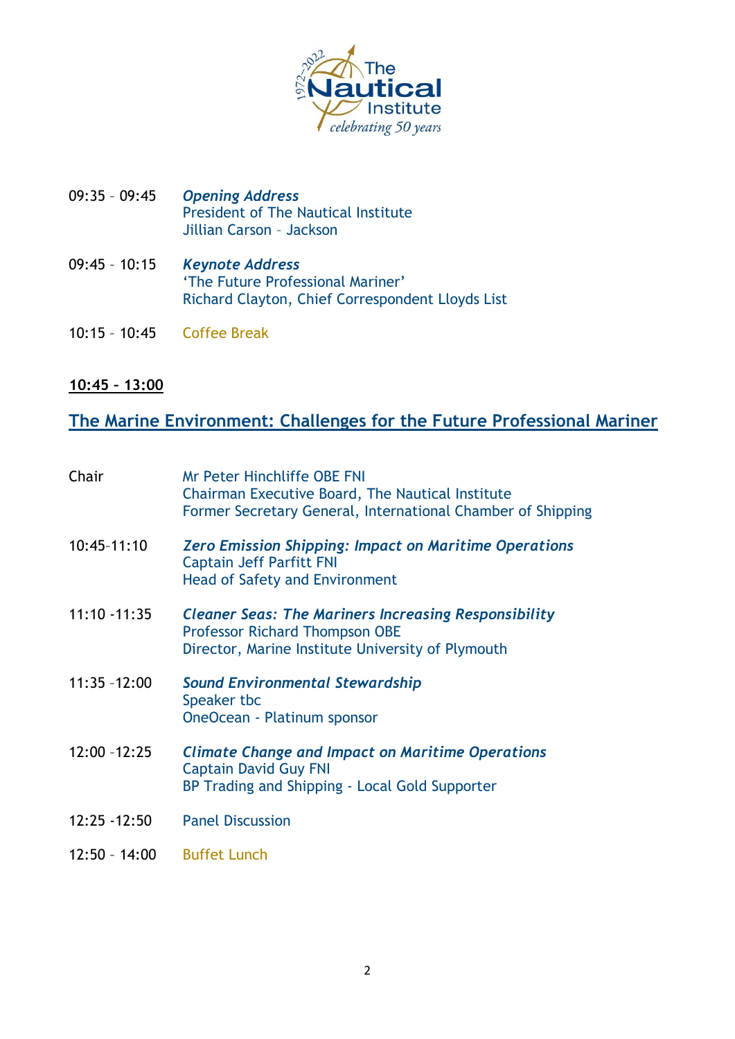09:35 – 09:45 ***Opening Address***
President of The Nautical Institute
Jillian Carson – Jackson

09:45 – 10:15 ***Keynote Address***
'The Future Professional Mariner'
Richard Clayton, Chief Correspondent Lloyds List

10:15 – 10:45 Coffee Break

**10:45 – 13:00**

## The Marine Environment: Challenges for the Future Professional Mariner

Chair
Mr Peter Hinchliffe OBE FNI
Chairman Executive Board, The Nautical Institute
Former Secretary General, International Chamber of Shipping

10:45–11:10 ***Zero Emission Shipping: Impact on Maritime Operations***
Captain Jeff Parfitt FNI
Head of Safety and Environment

11:10 -11:35 ***Cleaner Seas: The Mariners Increasing Responsibility***
Professor Richard Thompson OBE
Director, Marine Institute University of Plymouth

11:35 –12:00 ***Sound Environmental Stewardship***
Speaker tbc
OneOcean - Platinum sponsor

12:00 –12:25 ***Climate Change and Impact on Maritime Operations***
Captain David Guy FNI
BP Trading and Shipping - Local Gold Supporter

12:25 -12:50 Panel Discussion

12:50 – 14:00 Buffet Lunch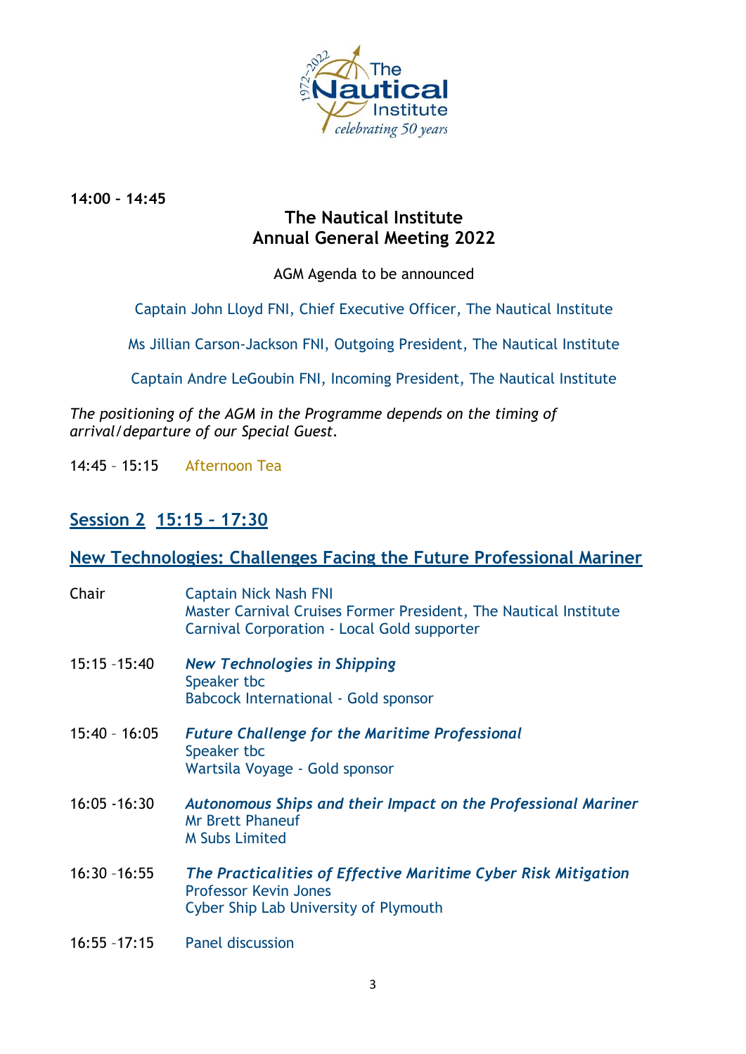**14:00 – 14:45**

## The Nautical Institute
## Annual General Meeting 2022

AGM Agenda to be announced

Captain John Lloyd FNI, Chief Executive Officer, The Nautical Institute

Ms Jillian Carson-Jackson FNI, Outgoing President, The Nautical Institute

Captain Andre LeGoubin FNI, Incoming President, The Nautical Institute

*The positioning of the AGM in the Programme depends on the timing of arrival/departure of our Special Guest.*

14:45 – 15:15 Afternoon Tea

## Session 2 15:15 – 17:30

## New Technologies: Challenges Facing the Future Professional Mariner

Chair: Captain Nick Nash FNI
Master Carnival Cruises Former President, The Nautical Institute
Carnival Corporation - Local Gold supporter

15:15 –15:40 ***New Technologies in Shipping***
Speaker tbc
Babcock International - Gold sponsor

15:40 – 16:05 ***Future Challenge for the Maritime Professional***
Speaker tbc
Wartsila Voyage - Gold sponsor

16:05 -16:30 ***Autonomous Ships and their Impact on the Professional Mariner***
Mr Brett Phaneuf
M Subs Limited

16:30 –16:55 ***The Practicalities of Effective Maritime Cyber Risk Mitigation***
Professor Kevin Jones
Cyber Ship Lab University of Plymouth

16:55 –17:15 Panel discussion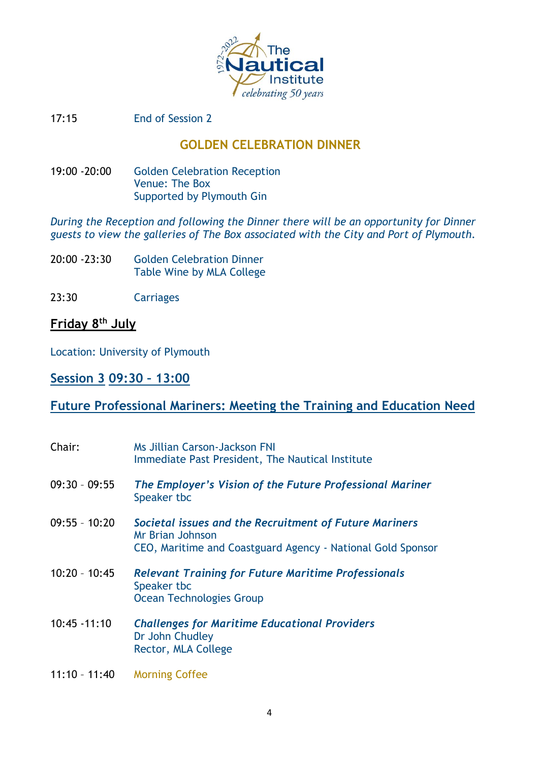17:15 End of Session 2

## GOLDEN CELEBRATION DINNER

| | |
|---|---|
| 19:00 -20:00 | Golden Celebration Reception<br>Venue: The Box<br>Supported by Plymouth Gin |

*During the Reception and following the Dinner there will be an opportunity for Dinner guests to view the galleries of The Box associated with the City and Port of Plymouth.*

| | |
|---|---|
| 20:00 -23:30 | Golden Celebration Dinner<br>Table Wine by MLA College |
| 23:30 | Carriages |

## Friday 8th July

Location: University of Plymouth

## Session 3 09:30 – 13:00

## Future Professional Mariners: Meeting the Training and Education Need

| | |
|---|---|
| Chair: | Ms Jillian Carson-Jackson FNI<br>Immediate Past President, The Nautical Institute |
| 09:30 – 09:55 | ***The Employer's Vision of the Future Professional Mariner***<br>Speaker tbc |
| 09:55 – 10:20 | ***Societal issues and the Recruitment of Future Mariners***<br>Mr Brian Johnson<br>CEO, Maritime and Coastguard Agency - National Gold Sponsor |
| 10:20 – 10:45 | ***Relevant Training for Future Maritime Professionals***<br>Speaker tbc<br>Ocean Technologies Group |
| 10:45 -11:10 | ***Challenges for Maritime Educational Providers***<br>Dr John Chudley<br>Rector, MLA College |
| 11:10 – 11:40 | Morning Coffee |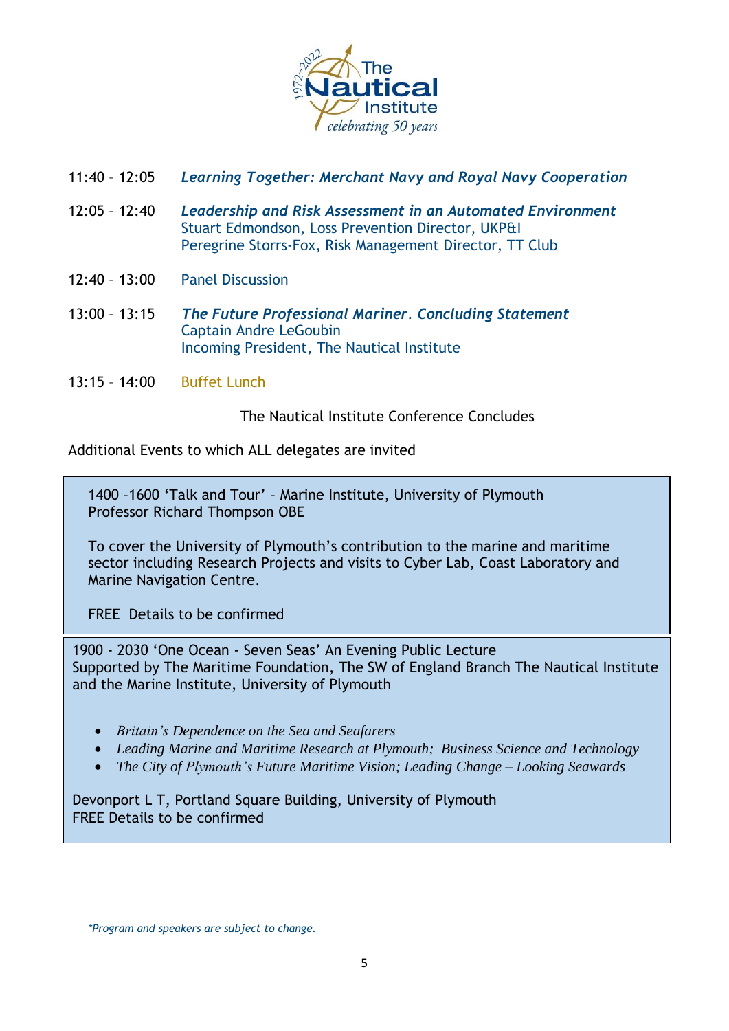11:40 – 12:05 ***Learning Together: Merchant Navy and Royal Navy Cooperation***

12:05 – 12:40 ***Leadership and Risk Assessment in an Automated Environment***
Stuart Edmondson, Loss Prevention Director, UKP&I
Peregrine Storrs-Fox, Risk Management Director, TT Club

12:40 – 13:00 Panel Discussion

13:00 – 13:15 ***The Future Professional Mariner. Concluding Statement***
Captain Andre LeGoubin
Incoming President, The Nautical Institute

13:15 – 14:00 Buffet Lunch

The Nautical Institute Conference Concludes

Additional Events to which ALL delegates are invited

1400 –1600 'Talk and Tour' – Marine Institute, University of Plymouth
Professor Richard Thompson OBE

To cover the University of Plymouth's contribution to the marine and maritime sector including Research Projects and visits to Cyber Lab, Coast Laboratory and Marine Navigation Centre.

FREE Details to be confirmed

1900 - 2030 'One Ocean - Seven Seas' An Evening Public Lecture
Supported by The Maritime Foundation, The SW of England Branch The Nautical Institute and the Marine Institute, University of Plymouth

- *Britain's Dependence on the Sea and Seafarers*
- *Leading Marine and Maritime Research at Plymouth; Business Science and Technology*
- *The City of Plymouth's Future Maritime Vision; Leading Change – Looking Seawards*

Devonport L T, Portland Square Building, University of Plymouth
FREE Details to be confirmed

*\*Program and speakers are subject to change.*